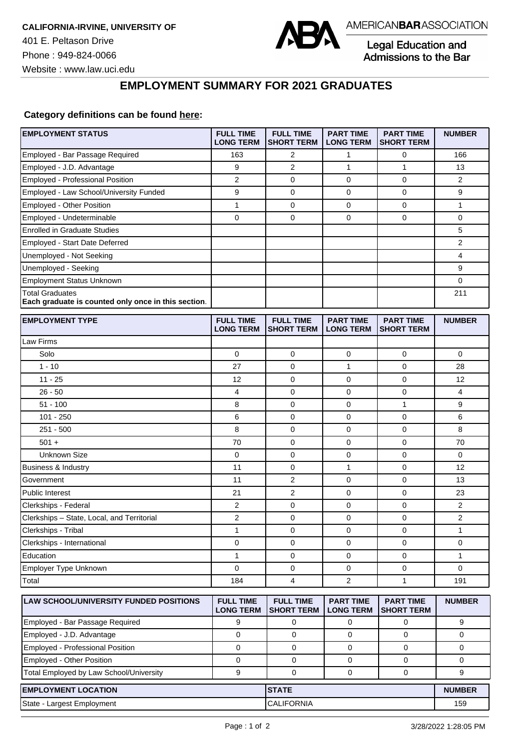**CALIFORNIA-IRVINE, UNIVERSITY OF**
401 E. Peltason Drive
Phone : 949-824-0066
Website : www.law.uci.edu

AMERICAN BAR ASSOCIATION
Legal Education and Admissions to the Bar

## EMPLOYMENT SUMMARY FOR 2021 GRADUATES

**Category definitions can be found here:**

| EMPLOYMENT STATUS | FULL TIME LONG TERM | FULL TIME SHORT TERM | PART TIME LONG TERM | PART TIME SHORT TERM | NUMBER |
|---|---|---|---|---|---|
| Employed - Bar Passage Required | 163 | 2 | 1 | 0 | 166 |
| Employed - J.D. Advantage | 9 | 2 | 1 | 1 | 13 |
| Employed - Professional Position | 2 | 0 | 0 | 0 | 2 |
| Employed - Law School/University Funded | 9 | 0 | 0 | 0 | 9 |
| Employed - Other Position | 1 | 0 | 0 | 0 | 1 |
| Employed - Undeterminable | 0 | 0 | 0 | 0 | 0 |
| Enrolled in Graduate Studies | | | | | 5 |
| Employed - Start Date Deferred | | | | | 2 |
| Unemployed - Not Seeking | | | | | 4 |
| Unemployed - Seeking | | | | | 9 |
| Employment Status Unknown | | | | | 0 |
| Total Graduates **Each graduate is counted only once in this section**. | | | | | 211 |

| EMPLOYMENT TYPE | FULL TIME LONG TERM | FULL TIME SHORT TERM | PART TIME LONG TERM | PART TIME SHORT TERM | NUMBER |
|---|---|---|---|---|---|
| Law Firms | | | | | |
| Solo | 0 | 0 | 0 | 0 | 0 |
| 1 - 10 | 27 | 0 | 1 | 0 | 28 |
| 11 - 25 | 12 | 0 | 0 | 0 | 12 |
| 26 - 50 | 4 | 0 | 0 | 0 | 4 |
| 51 - 100 | 8 | 0 | 0 | 1 | 9 |
| 101 - 250 | 6 | 0 | 0 | 0 | 6 |
| 251 - 500 | 8 | 0 | 0 | 0 | 8 |
| 501 + | 70 | 0 | 0 | 0 | 70 |
| Unknown Size | 0 | 0 | 0 | 0 | 0 |
| Business & Industry | 11 | 0 | 1 | 0 | 12 |
| Government | 11 | 2 | 0 | 0 | 13 |
| Public Interest | 21 | 2 | 0 | 0 | 23 |
| Clerkships - Federal | 2 | 0 | 0 | 0 | 2 |
| Clerkships – State, Local, and Territorial | 2 | 0 | 0 | 0 | 2 |
| Clerkships - Tribal | 1 | 0 | 0 | 0 | 1 |
| Clerkships - International | 0 | 0 | 0 | 0 | 0 |
| Education | 1 | 0 | 0 | 0 | 1 |
| Employer Type Unknown | 0 | 0 | 0 | 0 | 0 |
| Total | 184 | 4 | 2 | 1 | 191 |

| LAW SCHOOL/UNIVERSITY FUNDED POSITIONS | FULL TIME LONG TERM | FULL TIME SHORT TERM | PART TIME LONG TERM | PART TIME SHORT TERM | NUMBER |
|---|---|---|---|---|---|
| Employed - Bar Passage Required | 9 | 0 | 0 | 0 | 9 |
| Employed - J.D. Advantage | 0 | 0 | 0 | 0 | 0 |
| Employed - Professional Position | 0 | 0 | 0 | 0 | 0 |
| Employed - Other Position | 0 | 0 | 0 | 0 | 0 |
| Total Employed by Law School/University | 9 | 0 | 0 | 0 | 9 |

| EMPLOYMENT LOCATION | STATE | NUMBER |
|---|---|---|
| State - Largest Employment | CALIFORNIA | 159 |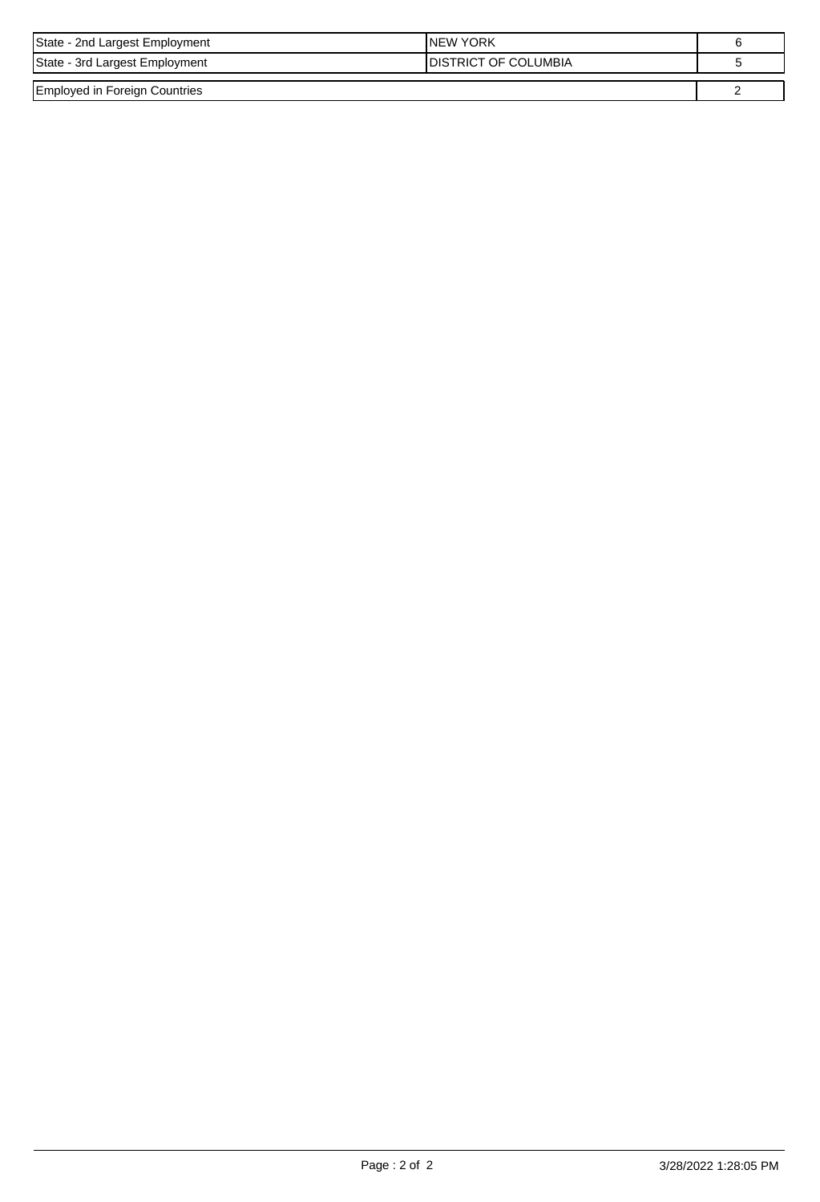| | | |
|---|---|---|
| State - 2nd Largest Employment | NEW YORK | 6 |
| State - 3rd Largest Employment | DISTRICT OF COLUMBIA | 5 |

| | |
|---|---|
| Employed in Foreign Countries | 2 |